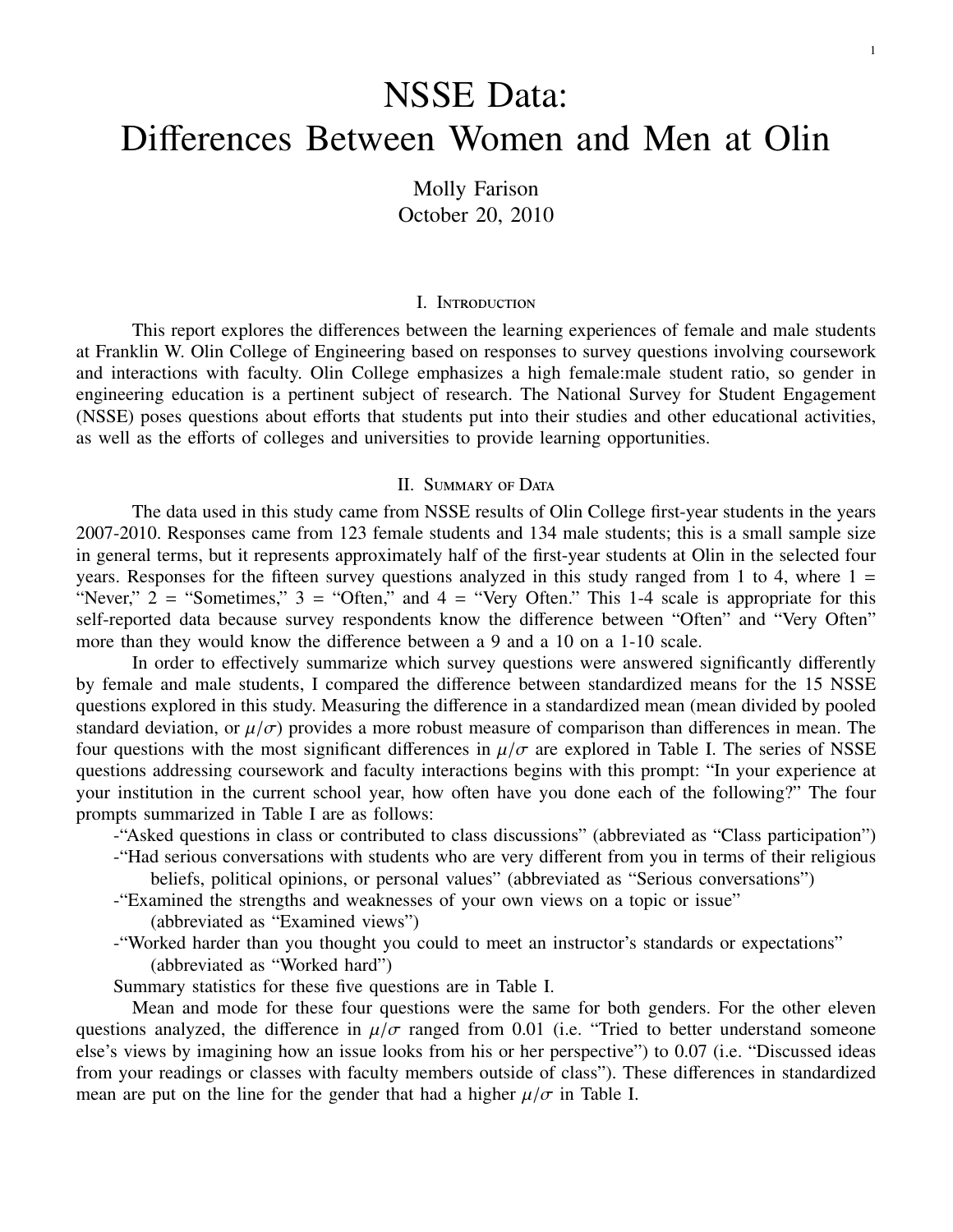# NSSE Data: Differences Between Women and Men at Olin

Molly Farison
October 20, 2010

## I. Introduction

This report explores the differences between the learning experiences of female and male students at Franklin W. Olin College of Engineering based on responses to survey questions involving coursework and interactions with faculty. Olin College emphasizes a high female:male student ratio, so gender in engineering education is a pertinent subject of research. The National Survey for Student Engagement (NSSE) poses questions about efforts that students put into their studies and other educational activities, as well as the efforts of colleges and universities to provide learning opportunities.

## II. Summary of Data

The data used in this study came from NSSE results of Olin College first-year students in the years 2007-2010. Responses came from 123 female students and 134 male students; this is a small sample size in general terms, but it represents approximately half of the first-year students at Olin in the selected four years. Responses for the fifteen survey questions analyzed in this study ranged from 1 to 4, where 1 = "Never," 2 = "Sometimes," 3 = "Often," and 4 = "Very Often." This 1-4 scale is appropriate for this self-reported data because survey respondents know the difference between "Often" and "Very Often" more than they would know the difference between a 9 and a 10 on a 1-10 scale.

In order to effectively summarize which survey questions were answered significantly differently by female and male students, I compared the difference between standardized means for the 15 NSSE questions explored in this study. Measuring the difference in a standardized mean (mean divided by pooled standard deviation, or $\mu/\sigma$) provides a more robust measure of comparison than differences in mean. The four questions with the most significant differences in $\mu/\sigma$ are explored in Table I. The series of NSSE questions addressing coursework and faculty interactions begins with this prompt: "In your experience at your institution in the current school year, how often have you done each of the following?" The four prompts summarized in Table I are as follows:

-"Asked questions in class or contributed to class discussions" (abbreviated as "Class participation")

-"Had serious conversations with students who are very different from you in terms of their religious beliefs, political opinions, or personal values" (abbreviated as "Serious conversations")

-"Examined the strengths and weaknesses of your own views on a topic or issue" (abbreviated as "Examined views")

-"Worked harder than you thought you could to meet an instructor's standards or expectations" (abbreviated as "Worked hard")

Summary statistics for these five questions are in Table I.

Mean and mode for these four questions were the same for both genders. For the other eleven questions analyzed, the difference in $\mu/\sigma$ ranged from 0.01 (i.e. "Tried to better understand someone else's views by imagining how an issue looks from his or her perspective") to 0.07 (i.e. "Discussed ideas from your readings or classes with faculty members outside of class"). These differences in standardized mean are put on the line for the gender that had a higher $\mu/\sigma$ in Table I.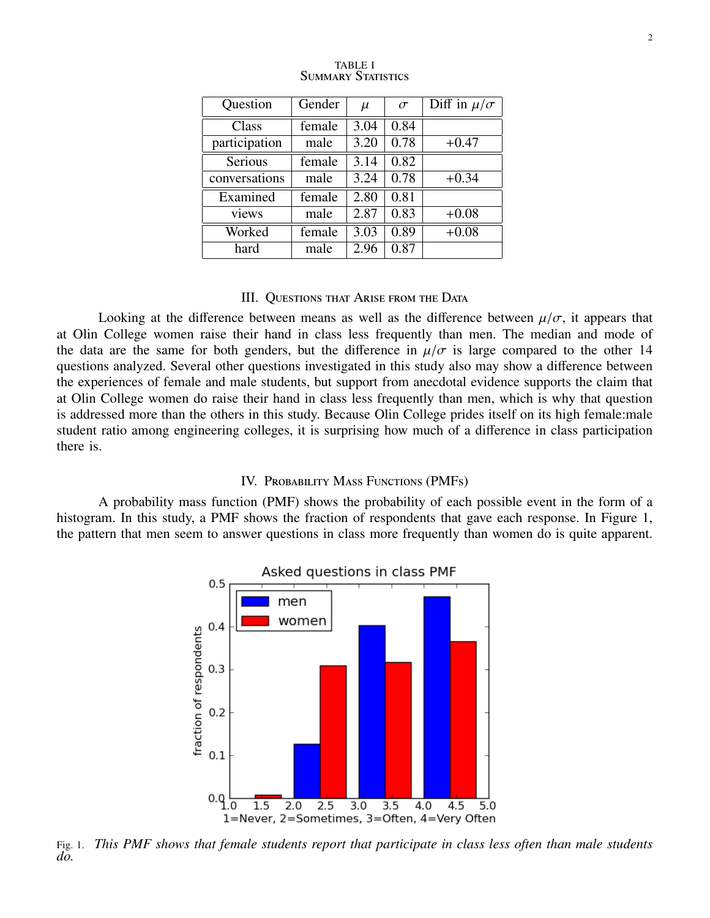TABLE I
SUMMARY STATISTICS

| Question | Gender | $\mu$ | $\sigma$ | Diff in $\mu/\sigma$ |
|---|---|---|---|---|
| Class | female | 3.04 | 0.84 | |
| participation | male | 3.20 | 0.78 | +0.47 |
| Serious | female | 3.14 | 0.82 | |
| conversations | male | 3.24 | 0.78 | +0.34 |
| Examined | female | 2.80 | 0.81 | |
| views | male | 2.87 | 0.83 | +0.08 |
| Worked | female | 3.03 | 0.89 | +0.08 |
| hard | male | 2.96 | 0.87 | |

## III. QUESTIONS THAT ARISE FROM THE DATA

Looking at the difference between means as well as the difference between $\mu/\sigma$, it appears that at Olin College women raise their hand in class less frequently than men. The median and mode of the data are the same for both genders, but the difference in $\mu/\sigma$ is large compared to the other 14 questions analyzed. Several other questions investigated in this study also may show a difference between the experiences of female and male students, but support from anecdotal evidence supports the claim that at Olin College women do raise their hand in class less frequently than men, which is why that question is addressed more than the others in this study. Because Olin College prides itself on its high female:male student ratio among engineering colleges, it is surprising how much of a difference in class participation there is.

## IV. PROBABILITY MASS FUNCTIONS (PMFS)

A probability mass function (PMF) shows the probability of each possible event in the form of a histogram. In this study, a PMF shows the fraction of respondents that gave each response. In Figure 1, the pattern that men seem to answer questions in class more frequently than women do is quite apparent.

Fig. 1. *This PMF shows that female students report that participate in class less often than male students do.*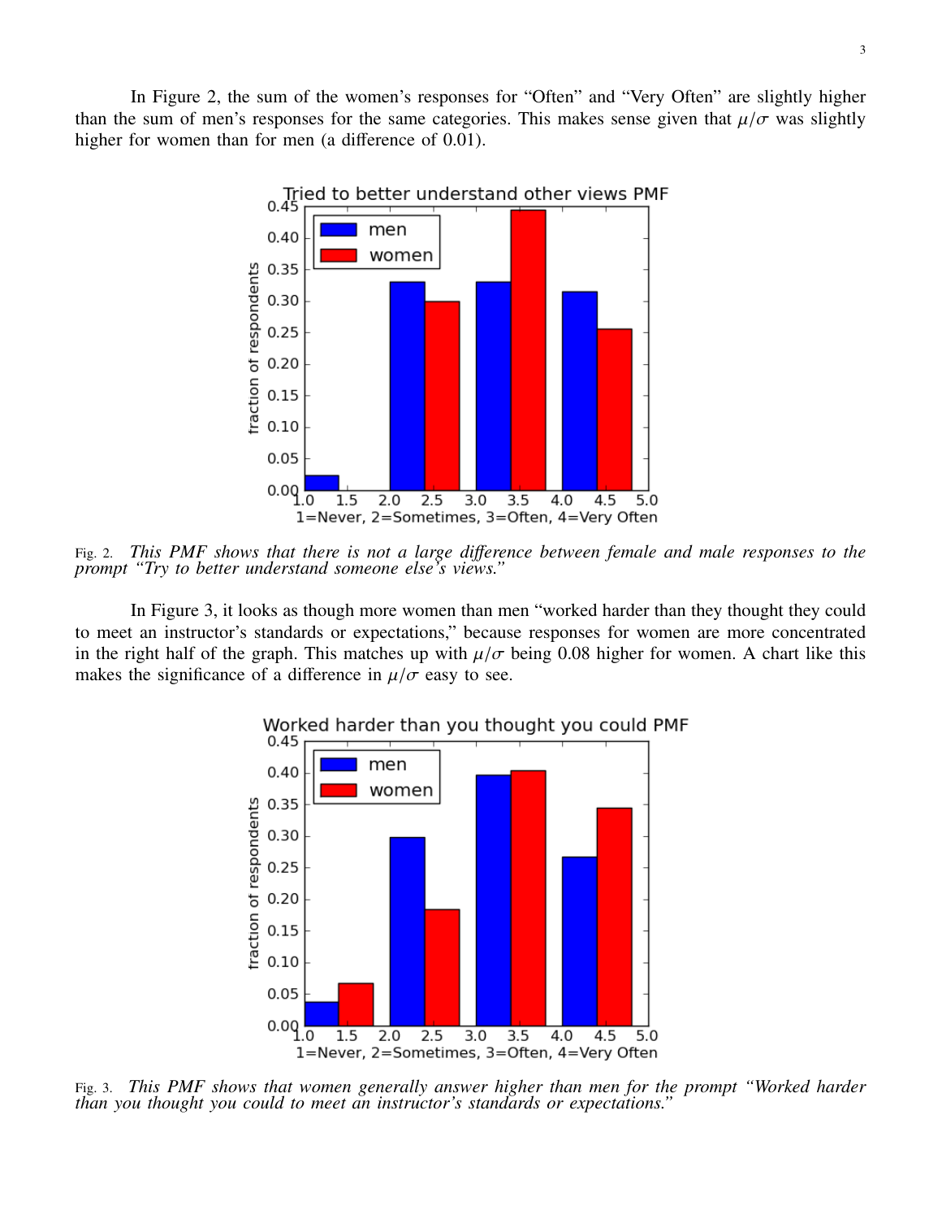In Figure 2, the sum of the women's responses for "Often" and "Very Often" are slightly higher than the sum of men's responses for the same categories. This makes sense given that $\mu/\sigma$ was slightly higher for women than for men (a difference of 0.01).

Fig. 2. *This PMF shows that there is not a large difference between female and male responses to the prompt "Try to better understand someone else's views."*

In Figure 3, it looks as though more women than men "worked harder than they thought they could to meet an instructor's standards or expectations," because responses for women are more concentrated in the right half of the graph. This matches up with $\mu/\sigma$ being 0.08 higher for women. A chart like this makes the significance of a difference in $\mu/\sigma$ easy to see.

Fig. 3. *This PMF shows that women generally answer higher than men for the prompt "Worked harder than you thought you could to meet an instructor's standards or expectations."*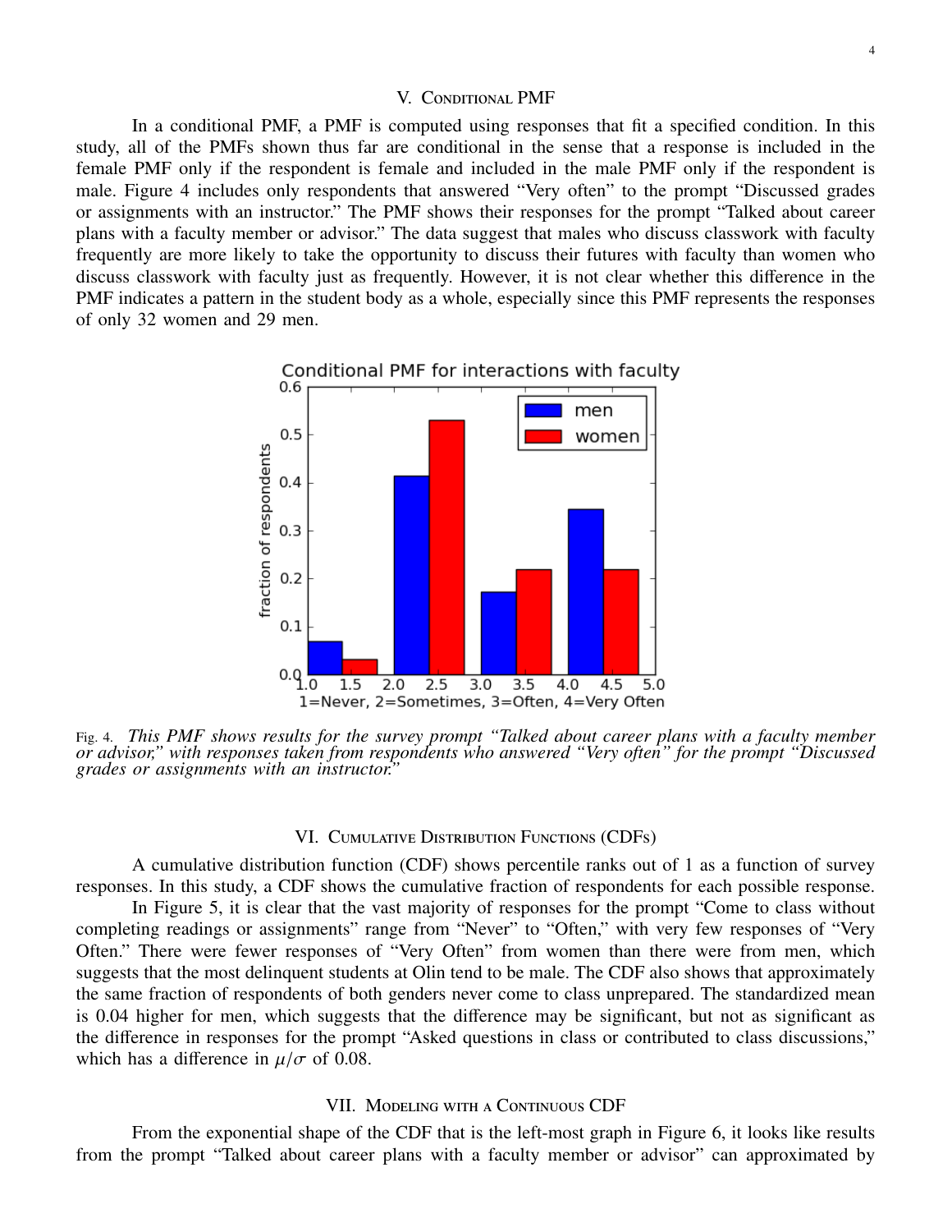## V. Conditional PMF

In a conditional PMF, a PMF is computed using responses that fit a specified condition. In this study, all of the PMFs shown thus far are conditional in the sense that a response is included in the female PMF only if the respondent is female and included in the male PMF only if the respondent is male. Figure 4 includes only respondents that answered "Very often" to the prompt "Discussed grades or assignments with an instructor." The PMF shows their responses for the prompt "Talked about career plans with a faculty member or advisor." The data suggest that males who discuss classwork with faculty frequently are more likely to take the opportunity to discuss their futures with faculty than women who discuss classwork with faculty just as frequently. However, it is not clear whether this difference in the PMF indicates a pattern in the student body as a whole, especially since this PMF represents the responses of only 32 women and 29 men.

Fig. 4. *This PMF shows results for the survey prompt "Talked about career plans with a faculty member or advisor," with responses taken from respondents who answered "Very often" for the prompt "Discussed grades or assignments with an instructor."*

## VI. Cumulative Distribution Functions (CDFs)

A cumulative distribution function (CDF) shows percentile ranks out of 1 as a function of survey responses. In this study, a CDF shows the cumulative fraction of respondents for each possible response.

In Figure 5, it is clear that the vast majority of responses for the prompt "Come to class without completing readings or assignments" range from "Never" to "Often," with very few responses of "Very Often." There were fewer responses of "Very Often" from women than there were from men, which suggests that the most delinquent students at Olin tend to be male. The CDF also shows that approximately the same fraction of respondents of both genders never come to class unprepared. The standardized mean is 0.04 higher for men, which suggests that the difference may be significant, but not as significant as the difference in responses for the prompt "Asked questions in class or contributed to class discussions," which has a difference in $\mu/\sigma$ of 0.08.

## VII. Modeling with a Continuous CDF

From the exponential shape of the CDF that is the left-most graph in Figure 6, it looks like results from the prompt "Talked about career plans with a faculty member or advisor" can approximated by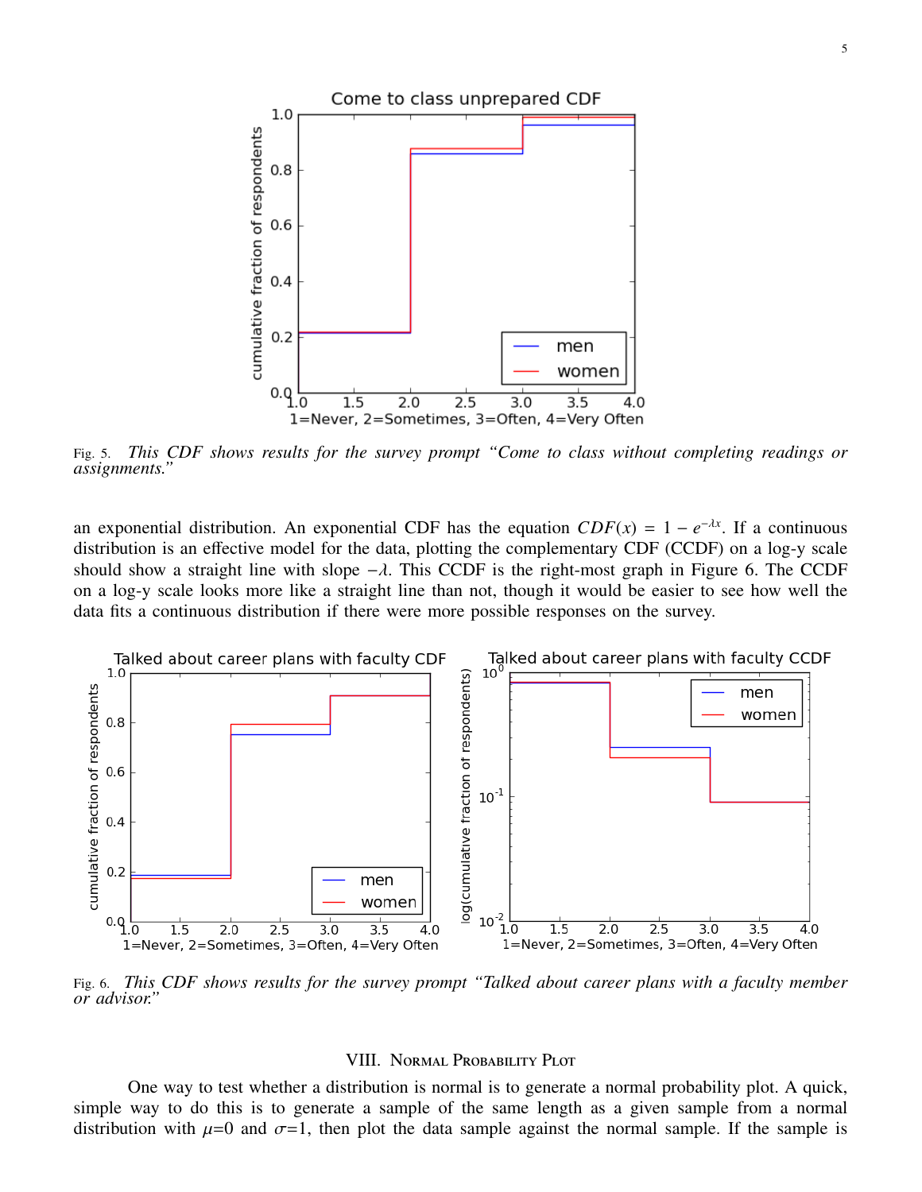Fig. 5. *This CDF shows results for the survey prompt "Come to class without completing readings or assignments."*

an exponential distribution. An exponential CDF has the equation $CDF(x) = 1 - e^{-\lambda x}$. If a continuous distribution is an effective model for the data, plotting the complementary CDF (CCDF) on a log-y scale should show a straight line with slope $-\lambda$. This CCDF is the right-most graph in Figure 6. The CCDF on a log-y scale looks more like a straight line than not, though it would be easier to see how well the data fits a continuous distribution if there were more possible responses on the survey.

Fig. 6. *This CDF shows results for the survey prompt "Talked about career plans with a faculty member or advisor."*

## VIII. Normal Probability Plot

One way to test whether a distribution is normal is to generate a normal probability plot. A quick, simple way to do this is to generate a sample of the same length as a given sample from a normal distribution with $\mu$=0 and $\sigma$=1, then plot the data sample against the normal sample. If the sample is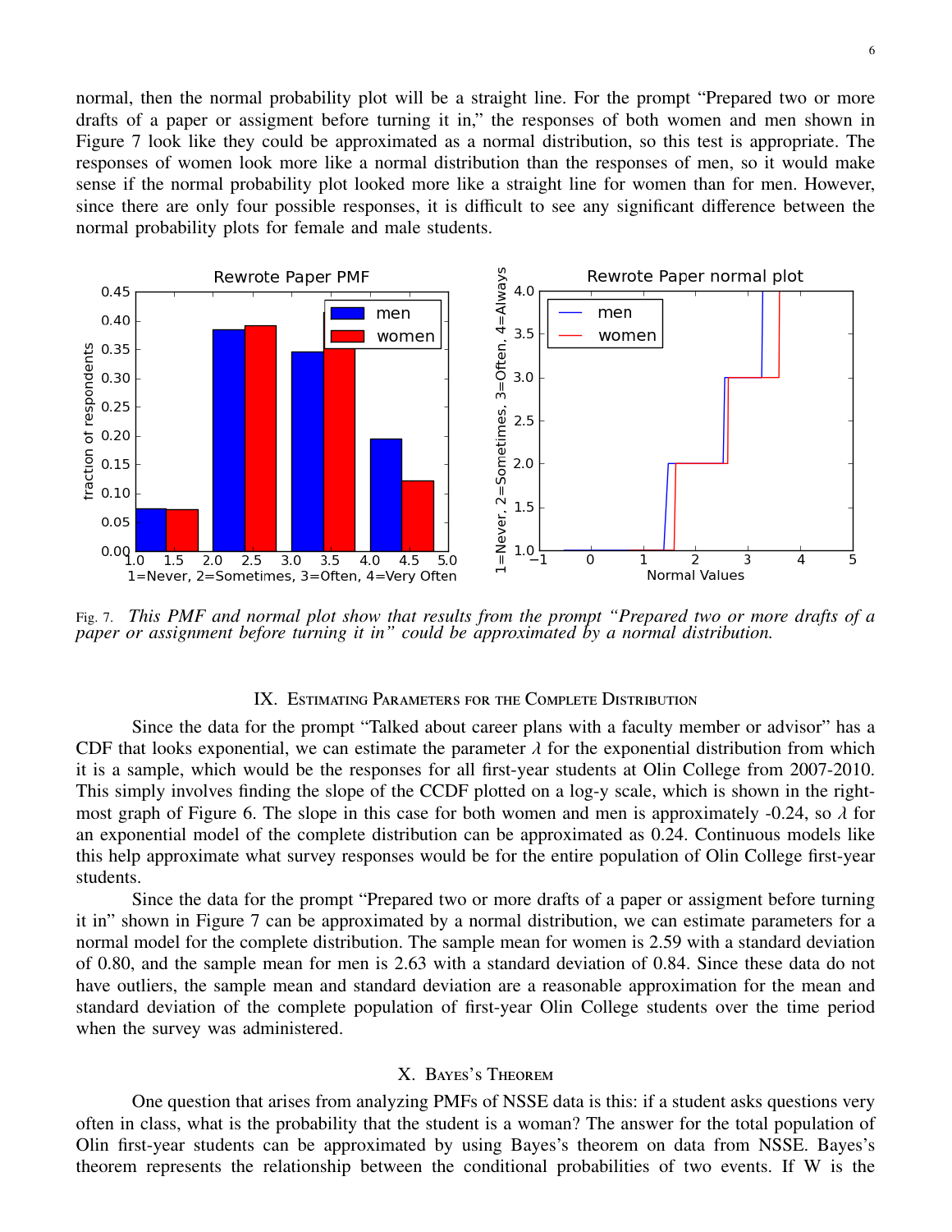normal, then the normal probability plot will be a straight line. For the prompt "Prepared two or more drafts of a paper or assigment before turning it in," the responses of both women and men shown in Figure 7 look like they could be approximated as a normal distribution, so this test is appropriate. The responses of women look more like a normal distribution than the responses of men, so it would make sense if the normal probability plot looked more like a straight line for women than for men. However, since there are only four possible responses, it is difficult to see any significant difference between the normal probability plots for female and male students.

Fig. 7. *This PMF and normal plot show that results from the prompt "Prepared two or more drafts of a paper or assignment before turning it in" could be approximated by a normal distribution.*

## IX. Estimating Parameters for the Complete Distribution

Since the data for the prompt "Talked about career plans with a faculty member or advisor" has a CDF that looks exponential, we can estimate the parameter $\lambda$ for the exponential distribution from which it is a sample, which would be the responses for all first-year students at Olin College from 2007-2010. This simply involves finding the slope of the CCDF plotted on a log-y scale, which is shown in the right-most graph of Figure 6. The slope in this case for both women and men is approximately -0.24, so $\lambda$ for an exponential model of the complete distribution can be approximated as 0.24. Continuous models like this help approximate what survey responses would be for the entire population of Olin College first-year students.

Since the data for the prompt "Prepared two or more drafts of a paper or assigment before turning it in" shown in Figure 7 can be approximated by a normal distribution, we can estimate parameters for a normal model for the complete distribution. The sample mean for women is 2.59 with a standard deviation of 0.80, and the sample mean for men is 2.63 with a standard deviation of 0.84. Since these data do not have outliers, the sample mean and standard deviation are a reasonable approximation for the mean and standard deviation of the complete population of first-year Olin College students over the time period when the survey was administered.

## X. Bayes's Theorem

One question that arises from analyzing PMFs of NSSE data is this: if a student asks questions very often in class, what is the probability that the student is a woman? The answer for the total population of Olin first-year students can be approximated by using Bayes's theorem on data from NSSE. Bayes's theorem represents the relationship between the conditional probabilities of two events. If W is the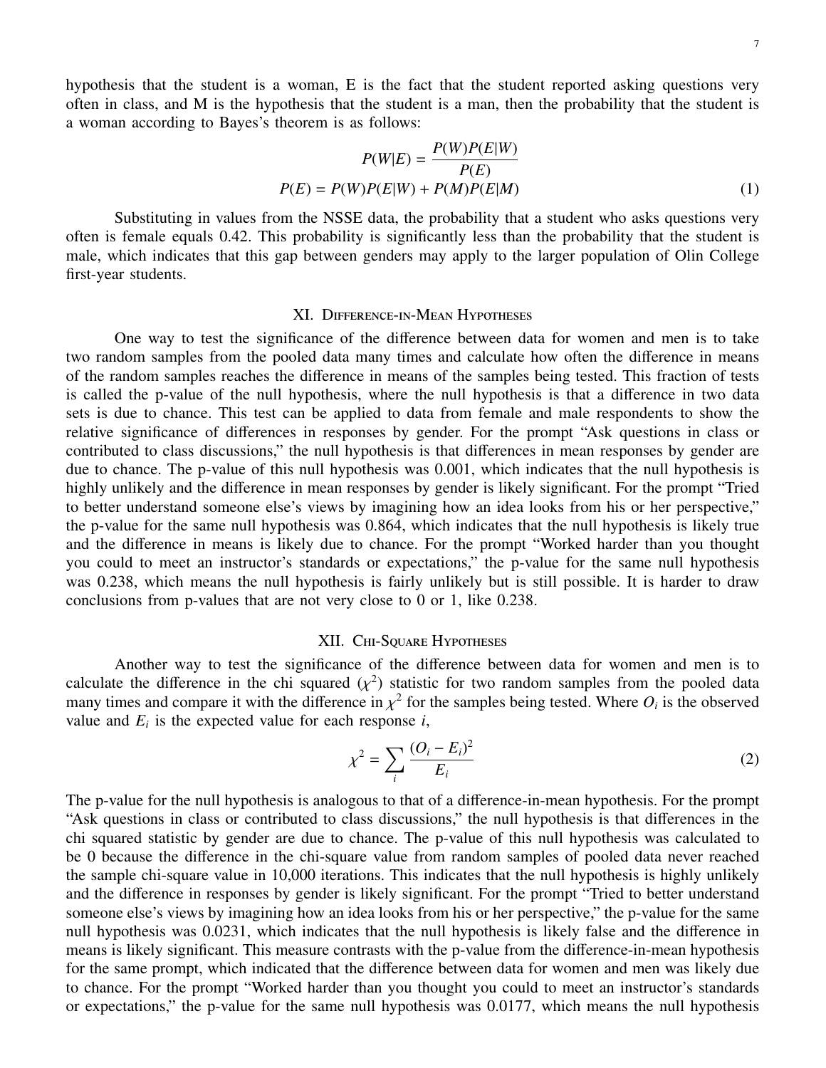hypothesis that the student is a woman, E is the fact that the student reported asking questions very often in class, and M is the hypothesis that the student is a man, then the probability that the student is a woman according to Bayes's theorem is as follows:

$$
\begin{aligned}
P(W|E) &= \frac{P(W)P(E|W)}{P(E)} \\
P(E) &= P(W)P(E|W) + P(M)P(E|M)
\end{aligned}
\tag{1}
$$

Substituting in values from the NSSE data, the probability that a student who asks questions very often is female equals 0.42. This probability is significantly less than the probability that the student is male, which indicates that this gap between genders may apply to the larger population of Olin College first-year students.

## XI. Difference-in-Mean Hypotheses

One way to test the significance of the difference between data for women and men is to take two random samples from the pooled data many times and calculate how often the difference in means of the random samples reaches the difference in means of the samples being tested. This fraction of tests is called the p-value of the null hypothesis, where the null hypothesis is that a difference in two data sets is due to chance. This test can be applied to data from female and male respondents to show the relative significance of differences in responses by gender. For the prompt "Ask questions in class or contributed to class discussions," the null hypothesis is that differences in mean responses by gender are due to chance. The p-value of this null hypothesis was 0.001, which indicates that the null hypothesis is highly unlikely and the difference in mean responses by gender is likely significant. For the prompt "Tried to better understand someone else's views by imagining how an idea looks from his or her perspective," the p-value for the same null hypothesis was 0.864, which indicates that the null hypothesis is likely true and the difference in means is likely due to chance. For the prompt "Worked harder than you thought you could to meet an instructor's standards or expectations," the p-value for the same null hypothesis was 0.238, which means the null hypothesis is fairly unlikely but is still possible. It is harder to draw conclusions from p-values that are not very close to 0 or 1, like 0.238.

## XII. Chi-Square Hypotheses

Another way to test the significance of the difference between data for women and men is to calculate the difference in the chi squared ($\chi^2$) statistic for two random samples from the pooled data many times and compare it with the difference in $\chi^2$ for the samples being tested. Where $O_i$ is the observed value and $E_i$ is the expected value for each response $i$,

$$
\chi^2 = \sum_i \frac{(O_i - E_i)^2}{E_i}
\tag{2}
$$

The p-value for the null hypothesis is analogous to that of a difference-in-mean hypothesis. For the prompt "Ask questions in class or contributed to class discussions," the null hypothesis is that differences in the chi squared statistic by gender are due to chance. The p-value of this null hypothesis was calculated to be 0 because the difference in the chi-square value from random samples of pooled data never reached the sample chi-square value in 10,000 iterations. This indicates that the null hypothesis is highly unlikely and the difference in responses by gender is likely significant. For the prompt "Tried to better understand someone else's views by imagining how an idea looks from his or her perspective," the p-value for the same null hypothesis was 0.0231, which indicates that the null hypothesis is likely false and the difference in means is likely significant. This measure contrasts with the p-value from the difference-in-mean hypothesis for the same prompt, which indicated that the difference between data for women and men was likely due to chance. For the prompt "Worked harder than you thought you could to meet an instructor's standards or expectations," the p-value for the same null hypothesis was 0.0177, which means the null hypothesis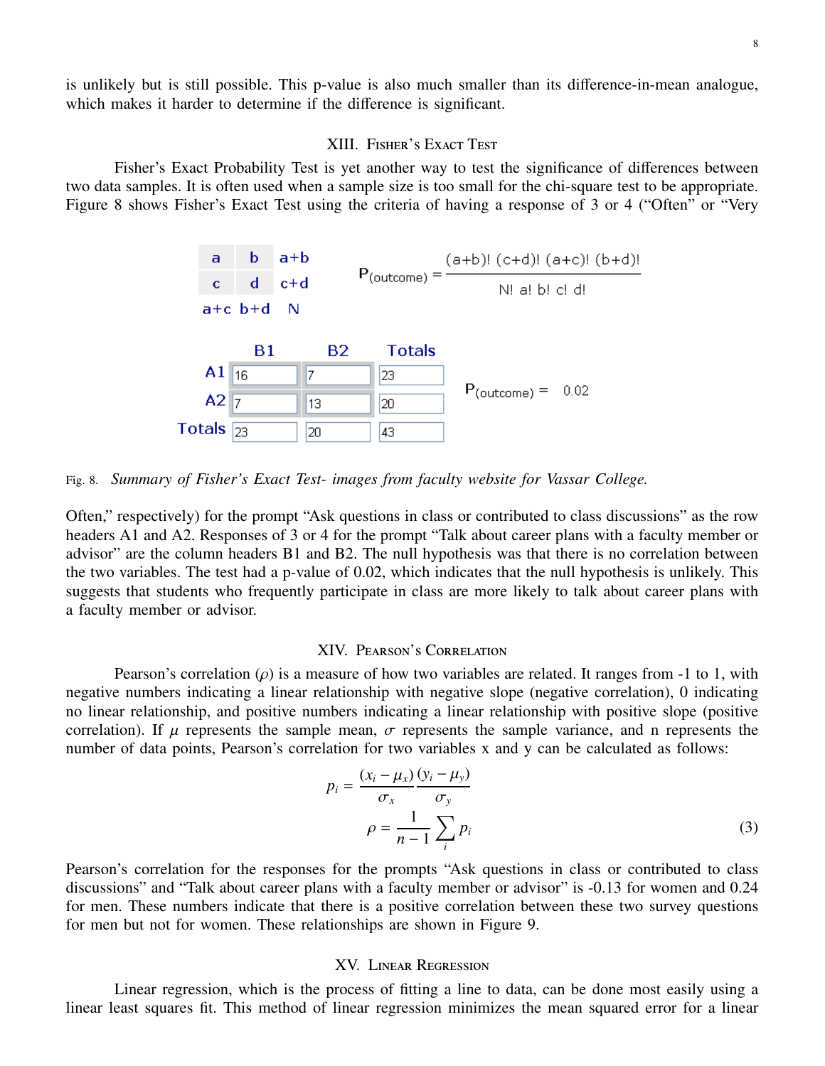is unlikely but is still possible. This p-value is also much smaller than its difference-in-mean analogue, which makes it harder to determine if the difference is significant.

## XIII. Fisher's Exact Test

Fisher's Exact Probability Test is yet another way to test the significance of differences between two data samples. It is often used when a sample size is too small for the chi-square test to be appropriate. Figure 8 shows Fisher's Exact Test using the criteria of having a response of 3 or 4 ("Often" or "Very

| a | b | a+b |
|---|---|---|
| c | d | c+d |
| a+c | b+d | N |

$$P_{(outcome)} = \frac{(a+b)!\,(c+d)!\,(a+c)!\,(b+d)!}{N!\,a!\,b!\,c!\,d!}$$

|  | B1 | B2 | Totals |
|---|---|---|---|
| A1 | 16 | 7 | 23 |
| A2 | 7 | 13 | 20 |
| Totals | 23 | 20 | 43 |

$P_{(outcome)} =$ 0.02

Fig. 8. *Summary of Fisher's Exact Test- images from faculty website for Vassar College.*

Often," respectively) for the prompt "Ask questions in class or contributed to class discussions" as the row headers A1 and A2. Responses of 3 or 4 for the prompt "Talk about career plans with a faculty member or advisor" are the column headers B1 and B2. The null hypothesis was that there is no correlation between the two variables. The test had a p-value of 0.02, which indicates that the null hypothesis is unlikely. This suggests that students who frequently participate in class are more likely to talk about career plans with a faculty member or advisor.

## XIV. Pearson's Correlation

Pearson's correlation ($\rho$) is a measure of how two variables are related. It ranges from -1 to 1, with negative numbers indicating a linear relationship with negative slope (negative correlation), 0 indicating no linear relationship, and positive numbers indicating a linear relationship with positive slope (positive correlation). If $\mu$ represents the sample mean, $\sigma$ represents the sample variance, and n represents the number of data points, Pearson's correlation for two variables x and y can be calculated as follows:

$$p_i = \frac{(x_i - \mu_x)}{\sigma_x}\frac{(y_i - \mu_y)}{\sigma_y}$$
$$\rho = \frac{1}{n-1}\sum_i p_i \tag{3}$$

Pearson's correlation for the responses for the prompts "Ask questions in class or contributed to class discussions" and "Talk about career plans with a faculty member or advisor" is -0.13 for women and 0.24 for men. These numbers indicate that there is a positive correlation between these two survey questions for men but not for women. These relationships are shown in Figure 9.

## XV. Linear Regression

Linear regression, which is the process of fitting a line to data, can be done most easily using a linear least squares fit. This method of linear regression minimizes the mean squared error for a linear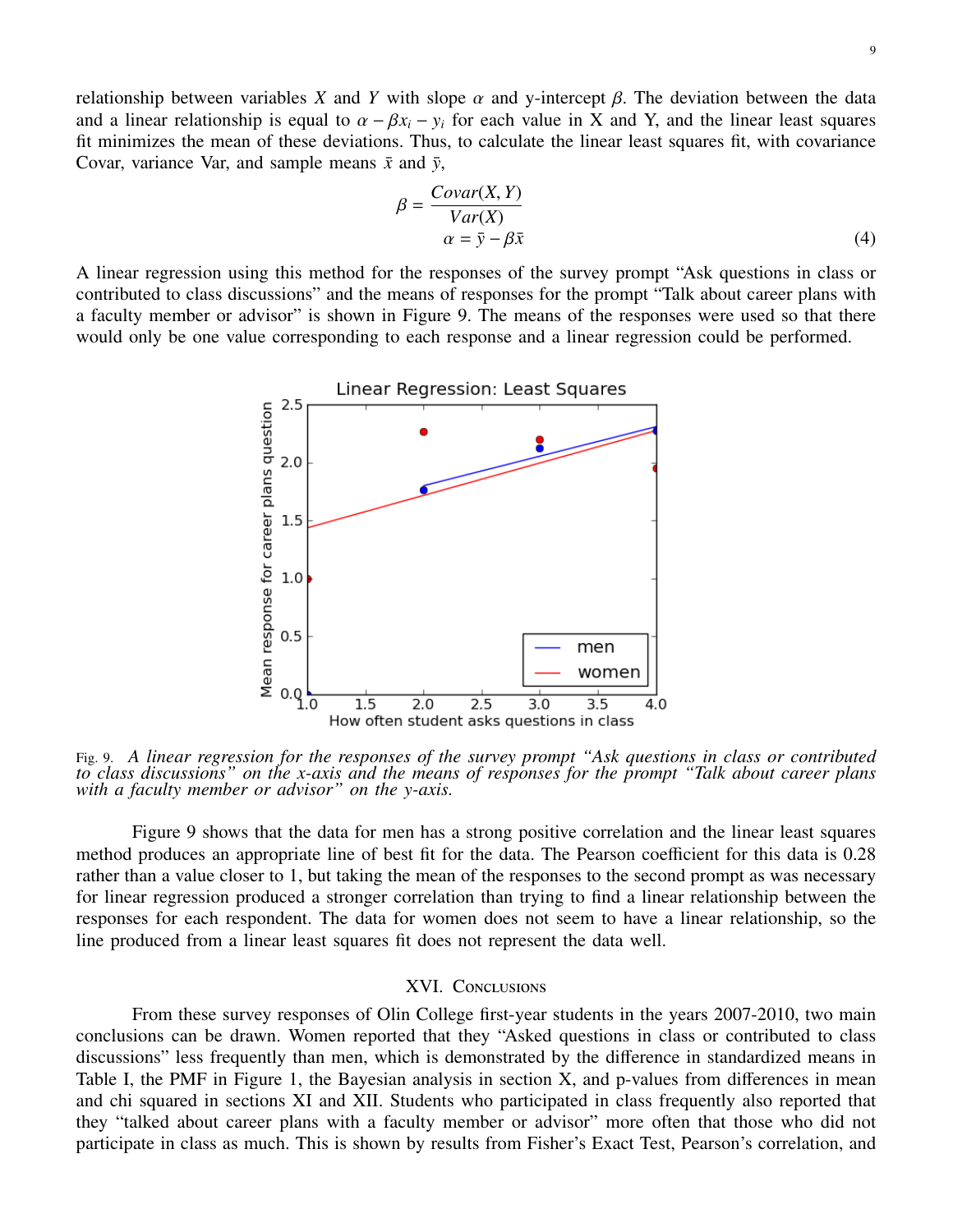relationship between variables $X$ and $Y$ with slope $\alpha$ and y-intercept $\beta$. The deviation between the data and a linear relationship is equal to $\alpha - \beta x_i - y_i$ for each value in X and Y, and the linear least squares fit minimizes the mean of these deviations. Thus, to calculate the linear least squares fit, with covariance Covar, variance Var, and sample means $\bar{x}$ and $\bar{y}$,

$$\beta = \frac{Covar(X, Y)}{Var(X)}$$
$$\alpha = \bar{y} - \beta\bar{x} \tag{4}$$

A linear regression using this method for the responses of the survey prompt "Ask questions in class or contributed to class discussions" and the means of responses for the prompt "Talk about career plans with a faculty member or advisor" is shown in Figure 9. The means of the responses were used so that there would only be one value corresponding to each response and a linear regression could be performed.

Fig. 9. *A linear regression for the responses of the survey prompt "Ask questions in class or contributed to class discussions" on the x-axis and the means of responses for the prompt "Talk about career plans with a faculty member or advisor" on the y-axis.*

Figure 9 shows that the data for men has a strong positive correlation and the linear least squares method produces an appropriate line of best fit for the data. The Pearson coefficient for this data is 0.28 rather than a value closer to 1, but taking the mean of the responses to the second prompt as was necessary for linear regression produced a stronger correlation than trying to find a linear relationship between the responses for each respondent. The data for women does not seem to have a linear relationship, so the line produced from a linear least squares fit does not represent the data well.

## XVI. Conclusions

From these survey responses of Olin College first-year students in the years 2007-2010, two main conclusions can be drawn. Women reported that they "Asked questions in class or contributed to class discussions" less frequently than men, which is demonstrated by the difference in standardized means in Table I, the PMF in Figure 1, the Bayesian analysis in section X, and p-values from differences in mean and chi squared in sections XI and XII. Students who participated in class frequently also reported that they "talked about career plans with a faculty member or advisor" more often that those who did not participate in class as much. This is shown by results from Fisher's Exact Test, Pearson's correlation, and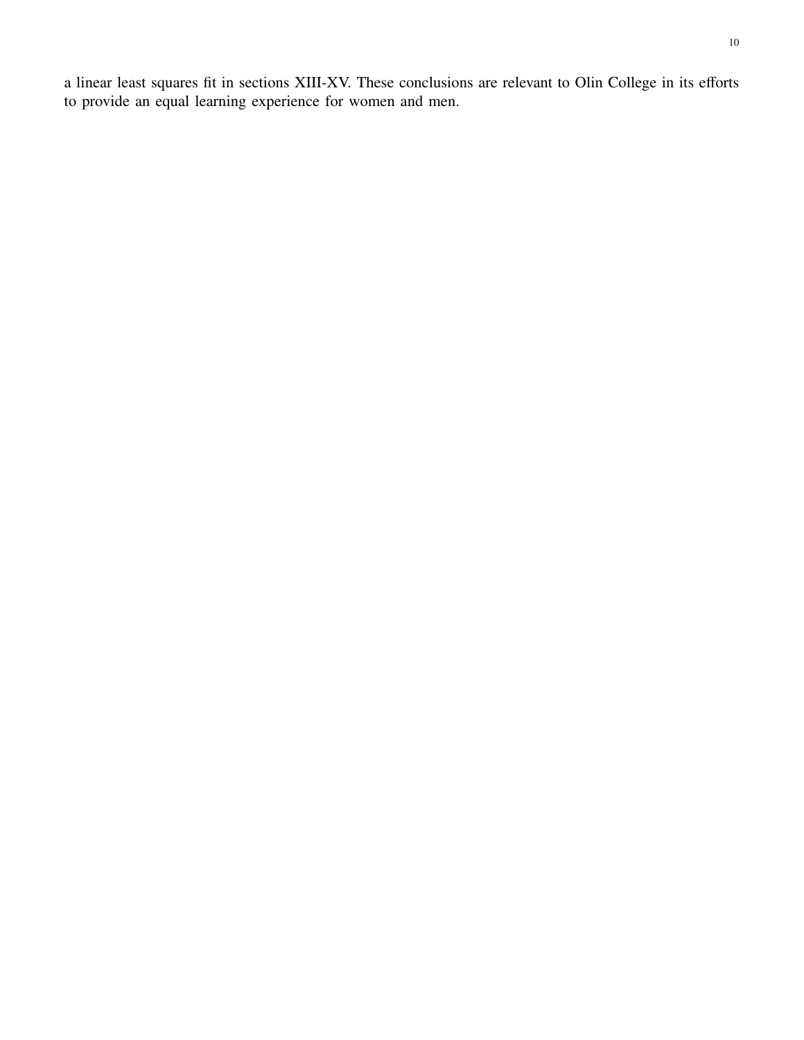a linear least squares fit in sections XIII-XV. These conclusions are relevant to Olin College in its efforts to provide an equal learning experience for women and men.